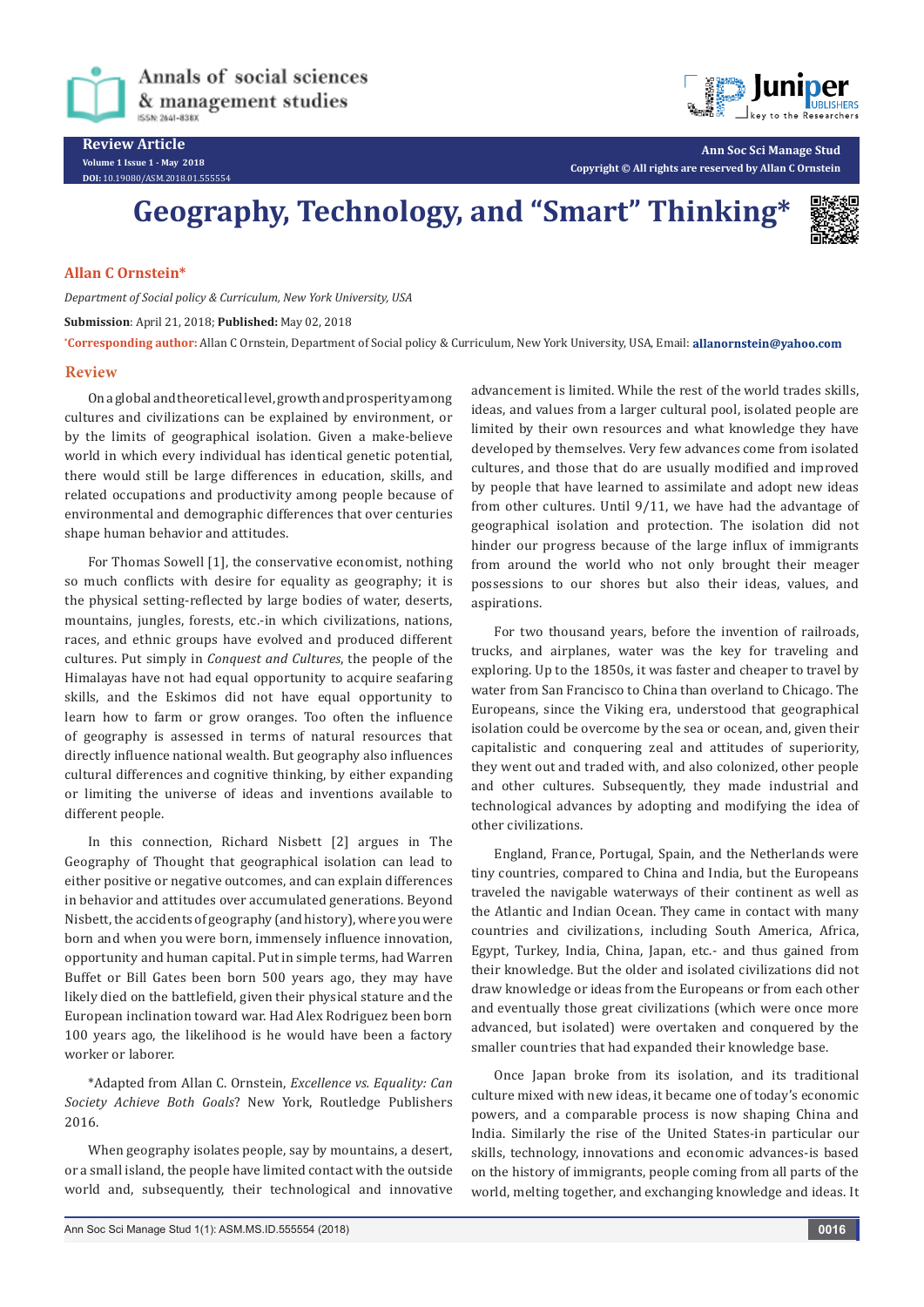Review Article

Volume 1 Issue 1 - May 2018

DOI: 10.19080/ASM.2018.01.555554

Ann Soc Sci Manage Stud

Copyright © All rights are reserved by Allan C Ornstein

# Geography, Technology, and "Smart" Thinking*

**Allan C Ornstein***

*Department of Social policy & Curriculum, New York University, USA*

**Submission**: April 21, 2018; **Published:** May 02, 2018

***Corresponding author:** Allan C Ornstein, Department of Social policy & Curriculum, New York University, USA, Email: **allanornstein@yahoo.com**

## Review

On a global and theoretical level, growth and prosperity among cultures and civilizations can be explained by environment, or by the limits of geographical isolation. Given a make-believe world in which every individual has identical genetic potential, there would still be large differences in education, skills, and related occupations and productivity among people because of environmental and demographic differences that over centuries shape human behavior and attitudes.

For Thomas Sowell [1], the conservative economist, nothing so much conflicts with desire for equality as geography; it is the physical setting-reflected by large bodies of water, deserts, mountains, jungles, forests, etc.-in which civilizations, nations, races, and ethnic groups have evolved and produced different cultures. Put simply in *Conquest and Cultures*, the people of the Himalayas have not had equal opportunity to acquire seafaring skills, and the Eskimos did not have equal opportunity to learn how to farm or grow oranges. Too often the influence of geography is assessed in terms of natural resources that directly influence national wealth. But geography also influences cultural differences and cognitive thinking, by either expanding or limiting the universe of ideas and inventions available to different people.

In this connection, Richard Nisbett [2] argues in The Geography of Thought that geographical isolation can lead to either positive or negative outcomes, and can explain differences in behavior and attitudes over accumulated generations. Beyond Nisbett, the accidents of geography (and history), where you were born and when you were born, immensely influence innovation, opportunity and human capital. Put in simple terms, had Warren Buffet or Bill Gates been born 500 years ago, they may have likely died on the battlefield, given their physical stature and the European inclination toward war. Had Alex Rodriguez been born 100 years ago, the likelihood is he would have been a factory worker or laborer.

*Adapted from Allan C. Ornstein, *Excellence vs. Equality: Can Society Achieve Both Goals*? New York, Routledge Publishers 2016.

When geography isolates people, say by mountains, a desert, or a small island, the people have limited contact with the outside world and, subsequently, their technological and innovative advancement is limited. While the rest of the world trades skills, ideas, and values from a larger cultural pool, isolated people are limited by their own resources and what knowledge they have developed by themselves. Very few advances come from isolated cultures, and those that do are usually modified and improved by people that have learned to assimilate and adopt new ideas from other cultures. Until 9/11, we have had the advantage of geographical isolation and protection. The isolation did not hinder our progress because of the large influx of immigrants from around the world who not only brought their meager possessions to our shores but also their ideas, values, and aspirations.

For two thousand years, before the invention of railroads, trucks, and airplanes, water was the key for traveling and exploring. Up to the 1850s, it was faster and cheaper to travel by water from San Francisco to China than overland to Chicago. The Europeans, since the Viking era, understood that geographical isolation could be overcome by the sea or ocean, and, given their capitalistic and conquering zeal and attitudes of superiority, they went out and traded with, and also colonized, other people and other cultures. Subsequently, they made industrial and technological advances by adopting and modifying the idea of other civilizations.

England, France, Portugal, Spain, and the Netherlands were tiny countries, compared to China and India, but the Europeans traveled the navigable waterways of their continent as well as the Atlantic and Indian Ocean. They came in contact with many countries and civilizations, including South America, Africa, Egypt, Turkey, India, China, Japan, etc.- and thus gained from their knowledge. But the older and isolated civilizations did not draw knowledge or ideas from the Europeans or from each other and eventually those great civilizations (which were once more advanced, but isolated) were overtaken and conquered by the smaller countries that had expanded their knowledge base.

Once Japan broke from its isolation, and its traditional culture mixed with new ideas, it became one of today's economic powers, and a comparable process is now shaping China and India. Similarly the rise of the United States-in particular our skills, technology, innovations and economic advances-is based on the history of immigrants, people coming from all parts of the world, melting together, and exchanging knowledge and ideas. It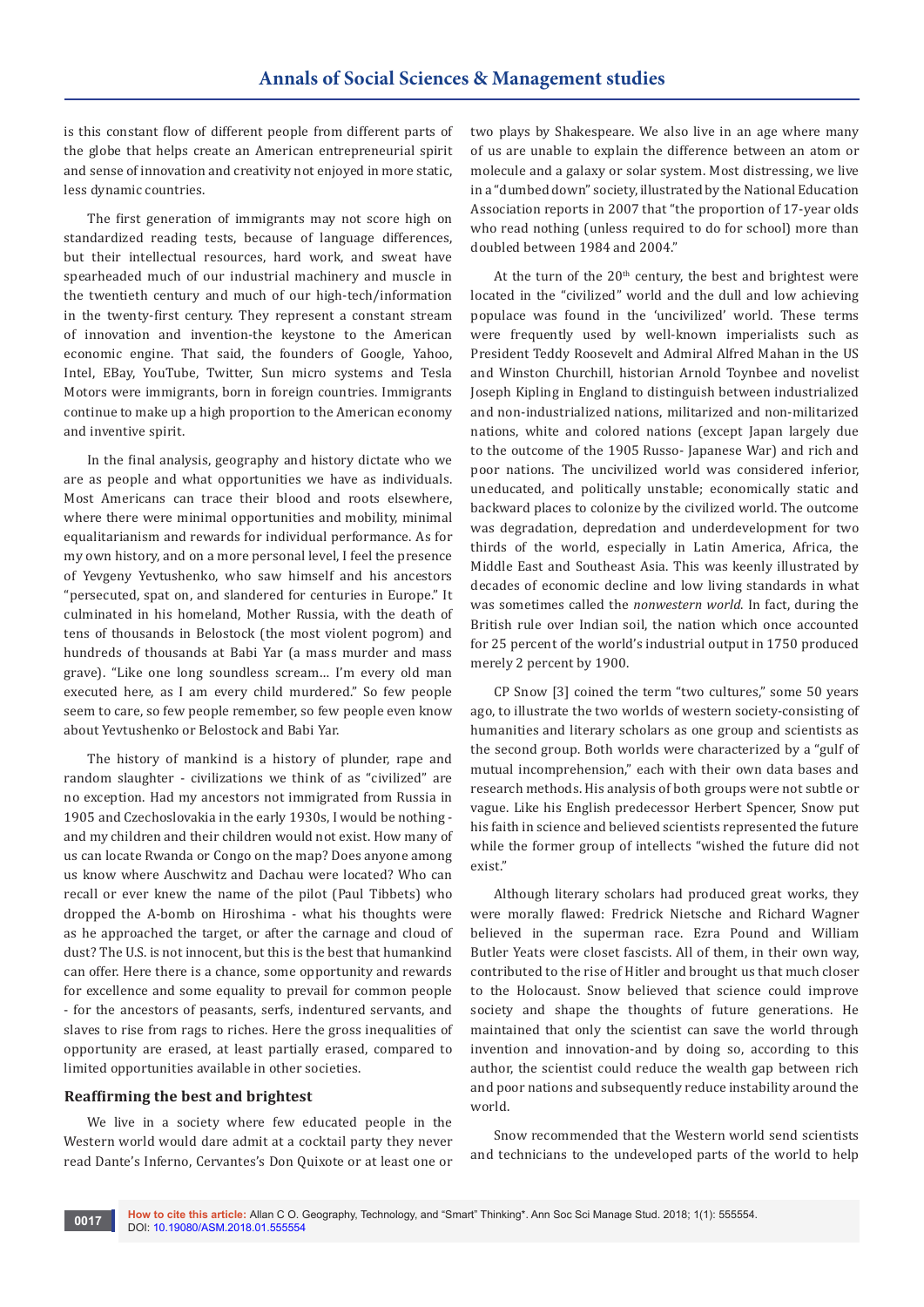is this constant flow of different people from different parts of the globe that helps create an American entrepreneurial spirit and sense of innovation and creativity not enjoyed in more static, less dynamic countries.

The first generation of immigrants may not score high on standardized reading tests, because of language differences, but their intellectual resources, hard work, and sweat have spearheaded much of our industrial machinery and muscle in the twentieth century and much of our high-tech/information in the twenty-first century. They represent a constant stream of innovation and invention-the keystone to the American economic engine. That said, the founders of Google, Yahoo, Intel, EBay, YouTube, Twitter, Sun micro systems and Tesla Motors were immigrants, born in foreign countries. Immigrants continue to make up a high proportion to the American economy and inventive spirit.

In the final analysis, geography and history dictate who we are as people and what opportunities we have as individuals. Most Americans can trace their blood and roots elsewhere, where there were minimal opportunities and mobility, minimal equalitarianism and rewards for individual performance. As for my own history, and on a more personal level, I feel the presence of Yevgeny Yevtushenko, who saw himself and his ancestors "persecuted, spat on, and slandered for centuries in Europe." It culminated in his homeland, Mother Russia, with the death of tens of thousands in Belostock (the most violent pogrom) and hundreds of thousands at Babi Yar (a mass murder and mass grave). "Like one long soundless scream… I'm every old man executed here, as I am every child murdered." So few people seem to care, so few people remember, so few people even know about Yevtushenko or Belostock and Babi Yar.

The history of mankind is a history of plunder, rape and random slaughter - civilizations we think of as "civilized" are no exception. Had my ancestors not immigrated from Russia in 1905 and Czechoslovakia in the early 1930s, I would be nothing - and my children and their children would not exist. How many of us can locate Rwanda or Congo on the map? Does anyone among us know where Auschwitz and Dachau were located? Who can recall or ever knew the name of the pilot (Paul Tibbets) who dropped the A-bomb on Hiroshima - what his thoughts were as he approached the target, or after the carnage and cloud of dust? The U.S. is not innocent, but this is the best that humankind can offer. Here there is a chance, some opportunity and rewards for excellence and some equality to prevail for common people - for the ancestors of peasants, serfs, indentured servants, and slaves to rise from rags to riches. Here the gross inequalities of opportunity are erased, at least partially erased, compared to limited opportunities available in other societies.

### Reaffirming the best and brightest

We live in a society where few educated people in the Western world would dare admit at a cocktail party they never read Dante's Inferno, Cervantes's Don Quixote or at least one or two plays by Shakespeare. We also live in an age where many of us are unable to explain the difference between an atom or molecule and a galaxy or solar system. Most distressing, we live in a "dumbed down" society, illustrated by the National Education Association reports in 2007 that "the proportion of 17-year olds who read nothing (unless required to do for school) more than doubled between 1984 and 2004."

At the turn of the 20th century, the best and brightest were located in the "civilized" world and the dull and low achieving populace was found in the 'uncivilized' world. These terms were frequently used by well-known imperialists such as President Teddy Roosevelt and Admiral Alfred Mahan in the US and Winston Churchill, historian Arnold Toynbee and novelist Joseph Kipling in England to distinguish between industrialized and non-industrialized nations, militarized and non-militarized nations, white and colored nations (except Japan largely due to the outcome of the 1905 Russo- Japanese War) and rich and poor nations. The uncivilized world was considered inferior, uneducated, and politically unstable; economically static and backward places to colonize by the civilized world. The outcome was degradation, depredation and underdevelopment for two thirds of the world, especially in Latin America, Africa, the Middle East and Southeast Asia. This was keenly illustrated by decades of economic decline and low living standards in what was sometimes called the *nonwestern world*. In fact, during the British rule over Indian soil, the nation which once accounted for 25 percent of the world's industrial output in 1750 produced merely 2 percent by 1900.

CP Snow [3] coined the term "two cultures," some 50 years ago, to illustrate the two worlds of western society-consisting of humanities and literary scholars as one group and scientists as the second group. Both worlds were characterized by a "gulf of mutual incomprehension," each with their own data bases and research methods. His analysis of both groups were not subtle or vague. Like his English predecessor Herbert Spencer, Snow put his faith in science and believed scientists represented the future while the former group of intellects "wished the future did not exist."

Although literary scholars had produced great works, they were morally flawed: Fredrick Nietsche and Richard Wagner believed in the superman race. Ezra Pound and William Butler Yeats were closet fascists. All of them, in their own way, contributed to the rise of Hitler and brought us that much closer to the Holocaust. Snow believed that science could improve society and shape the thoughts of future generations. He maintained that only the scientist can save the world through invention and innovation-and by doing so, according to this author, the scientist could reduce the wealth gap between rich and poor nations and subsequently reduce instability around the world.

Snow recommended that the Western world send scientists and technicians to the undeveloped parts of the world to help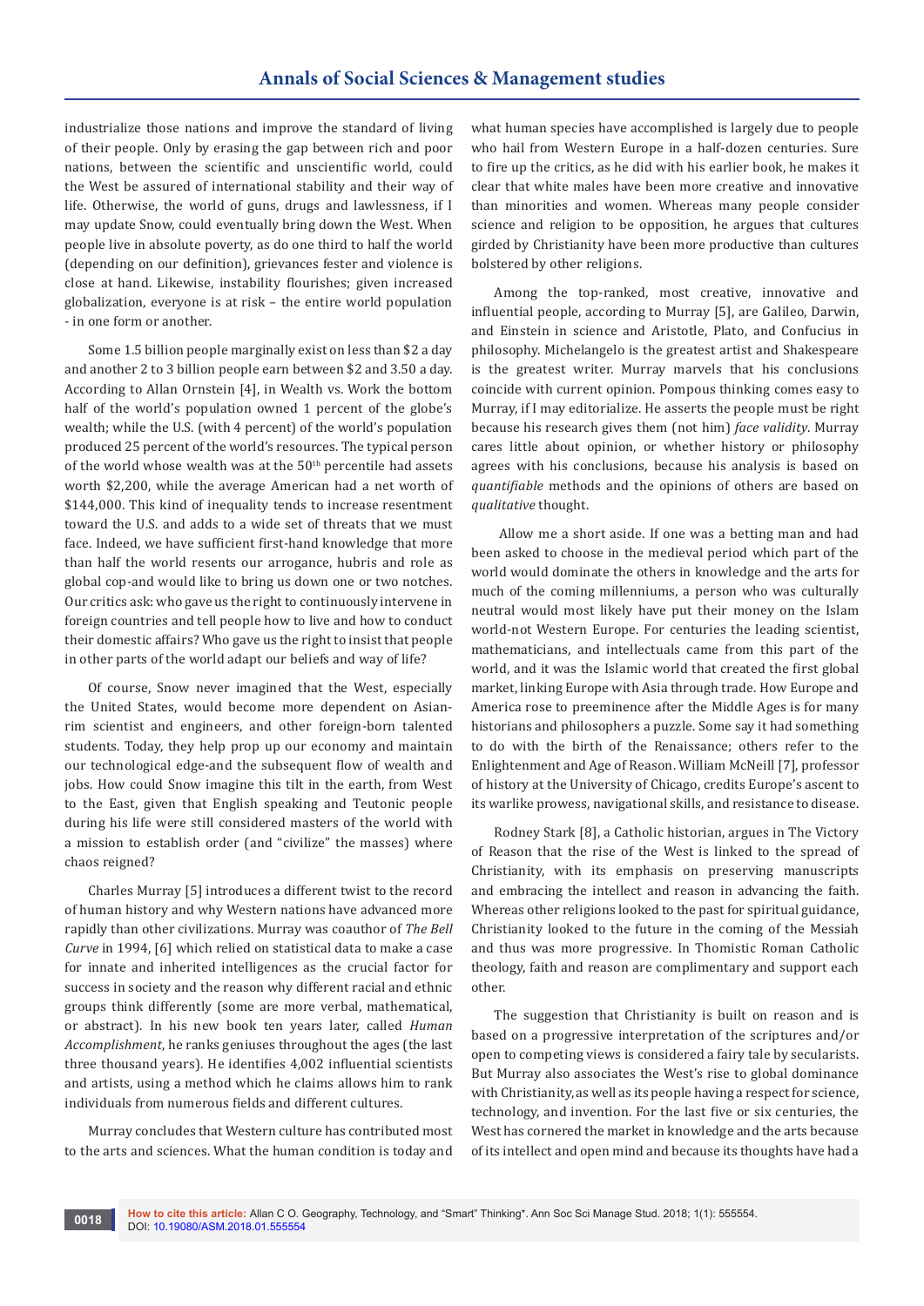industrialize those nations and improve the standard of living of their people. Only by erasing the gap between rich and poor nations, between the scientific and unscientific world, could the West be assured of international stability and their way of life. Otherwise, the world of guns, drugs and lawlessness, if I may update Snow, could eventually bring down the West. When people live in absolute poverty, as do one third to half the world (depending on our definition), grievances fester and violence is close at hand. Likewise, instability flourishes; given increased globalization, everyone is at risk – the entire world population - in one form or another.

Some 1.5 billion people marginally exist on less than $2 a day and another 2 to 3 billion people earn between $2 and 3.50 a day. According to Allan Ornstein [4], in Wealth vs. Work the bottom half of the world's population owned 1 percent of the globe's wealth; while the U.S. (with 4 percent) of the world's population produced 25 percent of the world's resources. The typical person of the world whose wealth was at the 50th percentile had assets worth $2,200, while the average American had a net worth of $144,000. This kind of inequality tends to increase resentment toward the U.S. and adds to a wide set of threats that we must face. Indeed, we have sufficient first-hand knowledge that more than half the world resents our arrogance, hubris and role as global cop-and would like to bring us down one or two notches. Our critics ask: who gave us the right to continuously intervene in foreign countries and tell people how to live and how to conduct their domestic affairs? Who gave us the right to insist that people in other parts of the world adapt our beliefs and way of life?

Of course, Snow never imagined that the West, especially the United States, would become more dependent on Asian-rim scientist and engineers, and other foreign-born talented students. Today, they help prop up our economy and maintain our technological edge-and the subsequent flow of wealth and jobs. How could Snow imagine this tilt in the earth, from West to the East, given that English speaking and Teutonic people during his life were still considered masters of the world with a mission to establish order (and "civilize" the masses) where chaos reigned?

Charles Murray [5] introduces a different twist to the record of human history and why Western nations have advanced more rapidly than other civilizations. Murray was coauthor of *The Bell Curve* in 1994, [6] which relied on statistical data to make a case for innate and inherited intelligences as the crucial factor for success in society and the reason why different racial and ethnic groups think differently (some are more verbal, mathematical, or abstract). In his new book ten years later, called *Human Accomplishment*, he ranks geniuses throughout the ages (the last three thousand years). He identifies 4,002 influential scientists and artists, using a method which he claims allows him to rank individuals from numerous fields and different cultures.

Murray concludes that Western culture has contributed most to the arts and sciences. What the human condition is today and what human species have accomplished is largely due to people who hail from Western Europe in a half-dozen centuries. Sure to fire up the critics, as he did with his earlier book, he makes it clear that white males have been more creative and innovative than minorities and women. Whereas many people consider science and religion to be opposition, he argues that cultures girded by Christianity have been more productive than cultures bolstered by other religions.

Among the top-ranked, most creative, innovative and influential people, according to Murray [5], are Galileo, Darwin, and Einstein in science and Aristotle, Plato, and Confucius in philosophy. Michelangelo is the greatest artist and Shakespeare is the greatest writer. Murray marvels that his conclusions coincide with current opinion. Pompous thinking comes easy to Murray, if I may editorialize. He asserts the people must be right because his research gives them (not him) *face validity*. Murray cares little about opinion, or whether history or philosophy agrees with his conclusions, because his analysis is based on *quantifiable* methods and the opinions of others are based on *qualitative* thought.

Allow me a short aside. If one was a betting man and had been asked to choose in the medieval period which part of the world would dominate the others in knowledge and the arts for much of the coming millenniums, a person who was culturally neutral would most likely have put their money on the Islam world-not Western Europe. For centuries the leading scientist, mathematicians, and intellectuals came from this part of the world, and it was the Islamic world that created the first global market, linking Europe with Asia through trade. How Europe and America rose to preeminence after the Middle Ages is for many historians and philosophers a puzzle. Some say it had something to do with the birth of the Renaissance; others refer to the Enlightenment and Age of Reason. William McNeill [7], professor of history at the University of Chicago, credits Europe's ascent to its warlike prowess, navigational skills, and resistance to disease.

Rodney Stark [8], a Catholic historian, argues in The Victory of Reason that the rise of the West is linked to the spread of Christianity, with its emphasis on preserving manuscripts and embracing the intellect and reason in advancing the faith. Whereas other religions looked to the past for spiritual guidance, Christianity looked to the future in the coming of the Messiah and thus was more progressive. In Thomistic Roman Catholic theology, faith and reason are complimentary and support each other.

The suggestion that Christianity is built on reason and is based on a progressive interpretation of the scriptures and/or open to competing views is considered a fairy tale by secularists. But Murray also associates the West's rise to global dominance with Christianity, as well as its people having a respect for science, technology, and invention. For the last five or six centuries, the West has cornered the market in knowledge and the arts because of its intellect and open mind and because its thoughts have had a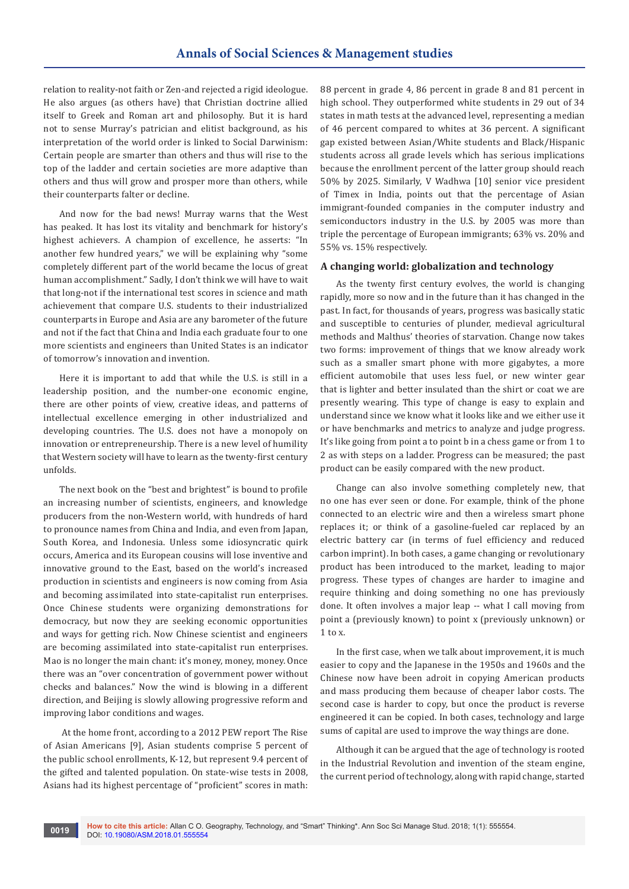relation to reality-not faith or Zen-and rejected a rigid ideologue. He also argues (as others have) that Christian doctrine allied itself to Greek and Roman art and philosophy. But it is hard not to sense Murray's patrician and elitist background, as his interpretation of the world order is linked to Social Darwinism: Certain people are smarter than others and thus will rise to the top of the ladder and certain societies are more adaptive than others and thus will grow and prosper more than others, while their counterparts falter or decline.

And now for the bad news! Murray warns that the West has peaked. It has lost its vitality and benchmark for history's highest achievers. A champion of excellence, he asserts: "In another few hundred years," we will be explaining why "some completely different part of the world became the locus of great human accomplishment." Sadly, I don't think we will have to wait that long-not if the international test scores in science and math achievement that compare U.S. students to their industrialized counterparts in Europe and Asia are any barometer of the future and not if the fact that China and India each graduate four to one more scientists and engineers than United States is an indicator of tomorrow's innovation and invention.

Here it is important to add that while the U.S. is still in a leadership position, and the number-one economic engine, there are other points of view, creative ideas, and patterns of intellectual excellence emerging in other industrialized and developing countries. The U.S. does not have a monopoly on innovation or entrepreneurship. There is a new level of humility that Western society will have to learn as the twenty-first century unfolds.

The next book on the "best and brightest" is bound to profile an increasing number of scientists, engineers, and knowledge producers from the non-Western world, with hundreds of hard to pronounce names from China and India, and even from Japan, South Korea, and Indonesia. Unless some idiosyncratic quirk occurs, America and its European cousins will lose inventive and innovative ground to the East, based on the world's increased production in scientists and engineers is now coming from Asia and becoming assimilated into state-capitalist run enterprises. Once Chinese students were organizing demonstrations for democracy, but now they are seeking economic opportunities and ways for getting rich. Now Chinese scientist and engineers are becoming assimilated into state-capitalist run enterprises. Mao is no longer the main chant: it's money, money, money. Once there was an "over concentration of government power without checks and balances." Now the wind is blowing in a different direction, and Beijing is slowly allowing progressive reform and improving labor conditions and wages.

At the home front, according to a 2012 PEW report The Rise of Asian Americans [9], Asian students comprise 5 percent of the public school enrollments, K-12, but represent 9.4 percent of the gifted and talented population. On state-wise tests in 2008, Asians had its highest percentage of "proficient" scores in math: 88 percent in grade 4, 86 percent in grade 8 and 81 percent in high school. They outperformed white students in 29 out of 34 states in math tests at the advanced level, representing a median of 46 percent compared to whites at 36 percent. A significant gap existed between Asian/White students and Black/Hispanic students across all grade levels which has serious implications because the enrollment percent of the latter group should reach 50% by 2025. Similarly, V Wadhwa [10] senior vice president of Timex in India, points out that the percentage of Asian immigrant-founded companies in the computer industry and semiconductors industry in the U.S. by 2005 was more than triple the percentage of European immigrants; 63% vs. 20% and 55% vs. 15% respectively.

## A changing world: globalization and technology

As the twenty first century evolves, the world is changing rapidly, more so now and in the future than it has changed in the past. In fact, for thousands of years, progress was basically static and susceptible to centuries of plunder, medieval agricultural methods and Malthus' theories of starvation. Change now takes two forms: improvement of things that we know already work such as a smaller smart phone with more gigabytes, a more efficient automobile that uses less fuel, or new winter gear that is lighter and better insulated than the shirt or coat we are presently wearing. This type of change is easy to explain and understand since we know what it looks like and we either use it or have benchmarks and metrics to analyze and judge progress. It's like going from point a to point b in a chess game or from 1 to 2 as with steps on a ladder. Progress can be measured; the past product can be easily compared with the new product.

Change can also involve something completely new, that no one has ever seen or done. For example, think of the phone connected to an electric wire and then a wireless smart phone replaces it; or think of a gasoline-fueled car replaced by an electric battery car (in terms of fuel efficiency and reduced carbon imprint). In both cases, a game changing or revolutionary product has been introduced to the market, leading to major progress. These types of changes are harder to imagine and require thinking and doing something no one has previously done. It often involves a major leap -- what I call moving from point a (previously known) to point x (previously unknown) or 1 to x.

In the first case, when we talk about improvement, it is much easier to copy and the Japanese in the 1950s and 1960s and the Chinese now have been adroit in copying American products and mass producing them because of cheaper labor costs. The second case is harder to copy, but once the product is reverse engineered it can be copied. In both cases, technology and large sums of capital are used to improve the way things are done.

Although it can be argued that the age of technology is rooted in the Industrial Revolution and invention of the steam engine, the current period of technology, along with rapid change, started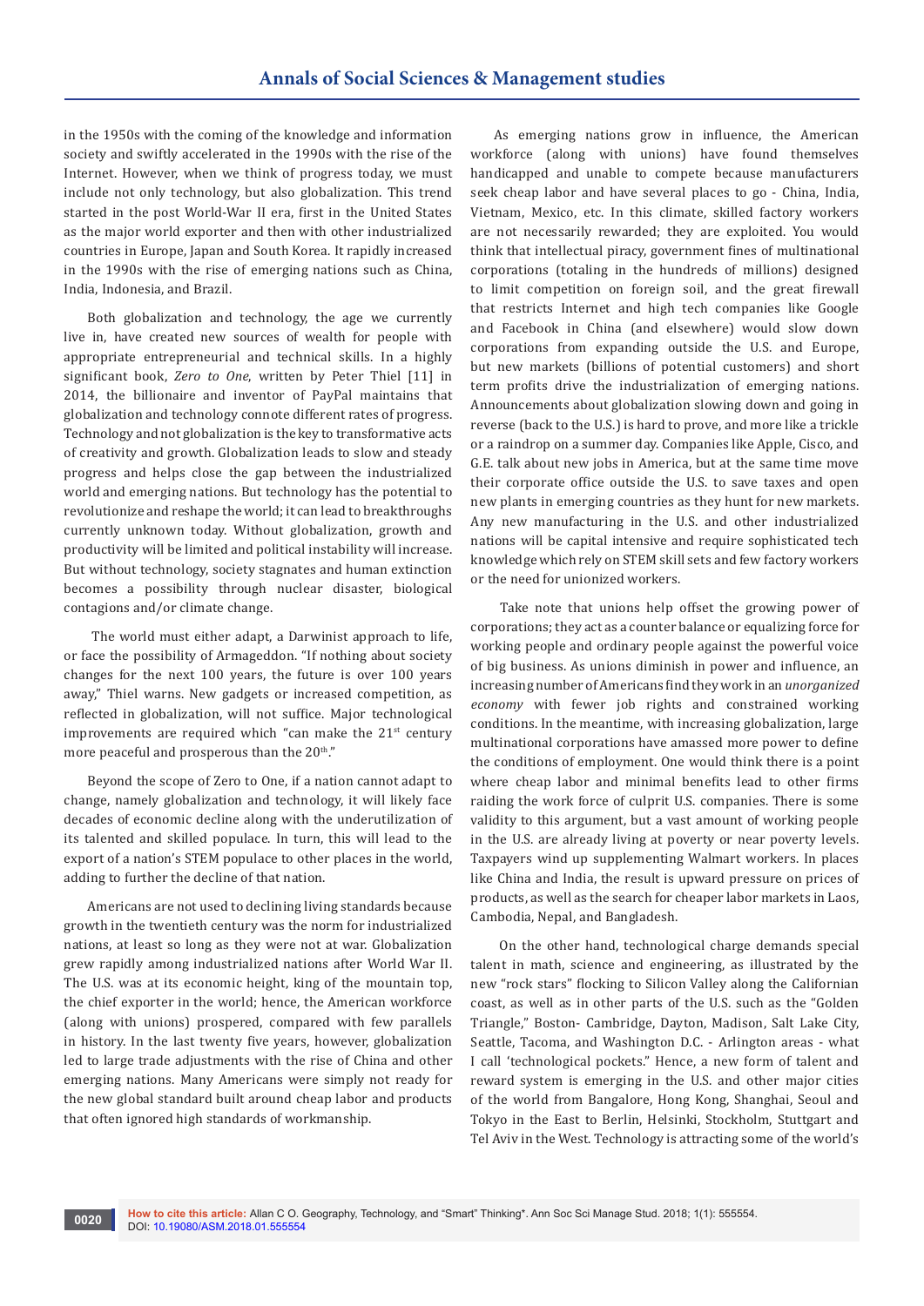in the 1950s with the coming of the knowledge and information society and swiftly accelerated in the 1990s with the rise of the Internet. However, when we think of progress today, we must include not only technology, but also globalization. This trend started in the post World-War II era, first in the United States as the major world exporter and then with other industrialized countries in Europe, Japan and South Korea. It rapidly increased in the 1990s with the rise of emerging nations such as China, India, Indonesia, and Brazil.

Both globalization and technology, the age we currently live in, have created new sources of wealth for people with appropriate entrepreneurial and technical skills. In a highly significant book, *Zero to One*, written by Peter Thiel [11] in 2014, the billionaire and inventor of PayPal maintains that globalization and technology connote different rates of progress. Technology and not globalization is the key to transformative acts of creativity and growth. Globalization leads to slow and steady progress and helps close the gap between the industrialized world and emerging nations. But technology has the potential to revolutionize and reshape the world; it can lead to breakthroughs currently unknown today. Without globalization, growth and productivity will be limited and political instability will increase. But without technology, society stagnates and human extinction becomes a possibility through nuclear disaster, biological contagions and/or climate change.

The world must either adapt, a Darwinist approach to life, or face the possibility of Armageddon. "If nothing about society changes for the next 100 years, the future is over 100 years away," Thiel warns. New gadgets or increased competition, as reflected in globalization, will not suffice. Major technological improvements are required which "can make the 21st century more peaceful and prosperous than the 20th."

Beyond the scope of Zero to One, if a nation cannot adapt to change, namely globalization and technology, it will likely face decades of economic decline along with the underutilization of its talented and skilled populace. In turn, this will lead to the export of a nation's STEM populace to other places in the world, adding to further the decline of that nation.

Americans are not used to declining living standards because growth in the twentieth century was the norm for industrialized nations, at least so long as they were not at war. Globalization grew rapidly among industrialized nations after World War II. The U.S. was at its economic height, king of the mountain top, the chief exporter in the world; hence, the American workforce (along with unions) prospered, compared with few parallels in history. In the last twenty five years, however, globalization led to large trade adjustments with the rise of China and other emerging nations. Many Americans were simply not ready for the new global standard built around cheap labor and products that often ignored high standards of workmanship.

As emerging nations grow in influence, the American workforce (along with unions) have found themselves handicapped and unable to compete because manufacturers seek cheap labor and have several places to go - China, India, Vietnam, Mexico, etc. In this climate, skilled factory workers are not necessarily rewarded; they are exploited. You would think that intellectual piracy, government fines of multinational corporations (totaling in the hundreds of millions) designed to limit competition on foreign soil, and the great firewall that restricts Internet and high tech companies like Google and Facebook in China (and elsewhere) would slow down corporations from expanding outside the U.S. and Europe, but new markets (billions of potential customers) and short term profits drive the industrialization of emerging nations. Announcements about globalization slowing down and going in reverse (back to the U.S.) is hard to prove, and more like a trickle or a raindrop on a summer day. Companies like Apple, Cisco, and G.E. talk about new jobs in America, but at the same time move their corporate office outside the U.S. to save taxes and open new plants in emerging countries as they hunt for new markets. Any new manufacturing in the U.S. and other industrialized nations will be capital intensive and require sophisticated tech knowledge which rely on STEM skill sets and few factory workers or the need for unionized workers.

Take note that unions help offset the growing power of corporations; they act as a counter balance or equalizing force for working people and ordinary people against the powerful voice of big business. As unions diminish in power and influence, an increasing number of Americans find they work in an *unorganized economy* with fewer job rights and constrained working conditions. In the meantime, with increasing globalization, large multinational corporations have amassed more power to define the conditions of employment. One would think there is a point where cheap labor and minimal benefits lead to other firms raiding the work force of culprit U.S. companies. There is some validity to this argument, but a vast amount of working people in the U.S. are already living at poverty or near poverty levels. Taxpayers wind up supplementing Walmart workers. In places like China and India, the result is upward pressure on prices of products, as well as the search for cheaper labor markets in Laos, Cambodia, Nepal, and Bangladesh.

On the other hand, technological charge demands special talent in math, science and engineering, as illustrated by the new "rock stars" flocking to Silicon Valley along the Californian coast, as well as in other parts of the U.S. such as the "Golden Triangle," Boston- Cambridge, Dayton, Madison, Salt Lake City, Seattle, Tacoma, and Washington D.C. - Arlington areas - what I call 'technological pockets." Hence, a new form of talent and reward system is emerging in the U.S. and other major cities of the world from Bangalore, Hong Kong, Shanghai, Seoul and Tokyo in the East to Berlin, Helsinki, Stockholm, Stuttgart and Tel Aviv in the West. Technology is attracting some of the world's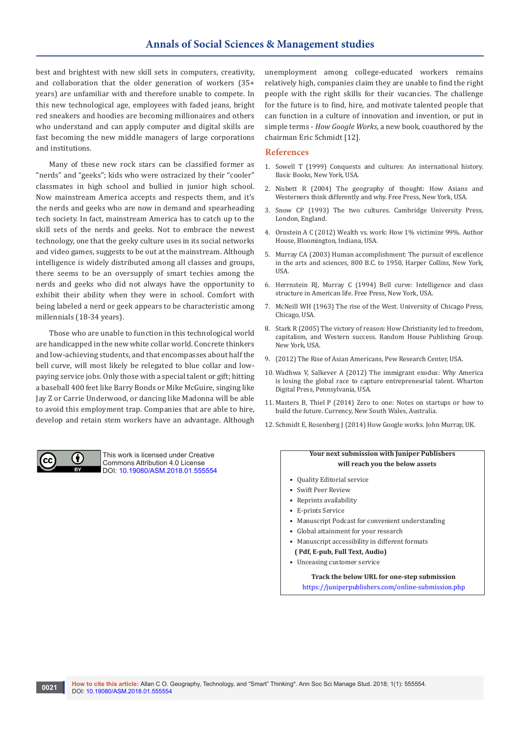best and brightest with new skill sets in computers, creativity, and collaboration that the older generation of workers (35+ years) are unfamiliar with and therefore unable to compete. In this new technological age, employees with faded jeans, bright red sneakers and hoodies are becoming millionaires and others who understand and can apply computer and digital skills are fast becoming the new middle managers of large corporations and institutions.

Many of these new rock stars can be classified former as "nerds" and "geeks"; kids who were ostracized by their "cooler" classmates in high school and bullied in junior high school. Now mainstream America accepts and respects them, and it's the nerds and geeks who are now in demand and spearheading tech society. In fact, mainstream America has to catch up to the skill sets of the nerds and geeks. Not to embrace the newest technology, one that the geeky culture uses in its social networks and video games, suggests to be out at the mainstream. Although intelligence is widely distributed among all classes and groups, there seems to be an oversupply of smart techies among the nerds and geeks who did not always have the opportunity to exhibit their ability when they were in school. Comfort with being labeled a nerd or geek appears to be characteristic among millennials (18-34 years).

Those who are unable to function in this technological world are handicapped in the new white collar world. Concrete thinkers and low-achieving students, and that encompasses about half the bell curve, will most likely be relegated to blue collar and low-paying service jobs. Only those with a special talent or gift; hitting a baseball 400 feet like Barry Bonds or Mike McGuire, singing like Jay Z or Carrie Underwood, or dancing like Madonna will be able to avoid this employment trap. Companies that are able to hire, develop and retain stem workers have an advantage. Although unemployment among college-educated workers remains relatively high, companies claim they are unable to find the right people with the right skills for their vacancies. The challenge for the future is to find, hire, and motivate talented people that can function in a culture of innovation and invention, or put in simple terms - *How Google Works*, a new book, coauthored by the chairman Eric Schmidt [12].

## References

1. Sowell T (1999) Conquests and cultures: An international history. Basic Books, New York, USA.
2. Nisbett R (2004) The geography of thought: How Asians and Westerners think differently and why. Free Press, New York, USA.
3. Snow CP (1993) The two cultures. Cambridge University Press, London, England.
4. Ornstein A C (2012) Wealth vs. work: How 1% victimize 99%. Author House, Bloomington, Indiana, USA.
5. Murray CA (2003) Human accomplishment: The pursuit of excellence in the arts and sciences, 800 B.C. to 1950, Harper Collins, New York, USA.
6. Herrnstein RJ, Murray C (1994) Bell curve: Intelligence and class structure in American life. Free Press, New York, USA.
7. McNeill WH (1963) The rise of the West. University of Chicago Press, Chicago, USA.
8. Stark R (2005) The victory of reason: How Christianity led to freedom, capitalism, and Western success. Random House Publishing Group. New York, USA.
9. (2012) The Rise of Asian Americans, Pew Research Center, USA.
10. Wadhwa V, Salkever A (2012) The immigrant exodus: Why America is losing the global race to capture entrepreneurial talent. Wharton Digital Press, Pennsylvania, USA.
11. Masters B, Thiel P (2014) Zero to one: Notes on startups or how to build the future. Currency, New South Wales, Australia.
12. Schmidt E, Rosenberg J (2014) How Google works. John Murray, UK.

This work is licensed under Creative Commons Attribution 4.0 License
DOI: 10.19080/ASM.2018.01.555554

**Your next submission with Juniper Publishers will reach you the below assets**

- Quality Editorial service
- Swift Peer Review
- Reprints availability
- E-prints Service
- Manuscript Podcast for convenient understanding
- Global attainment for your research
- Manuscript accessibility in different formats
  **( Pdf, E-pub, Full Text, Audio)**
- Unceasing customer service

**Track the below URL for one-step submission**
https://juniperpublishers.com/online-submission.php